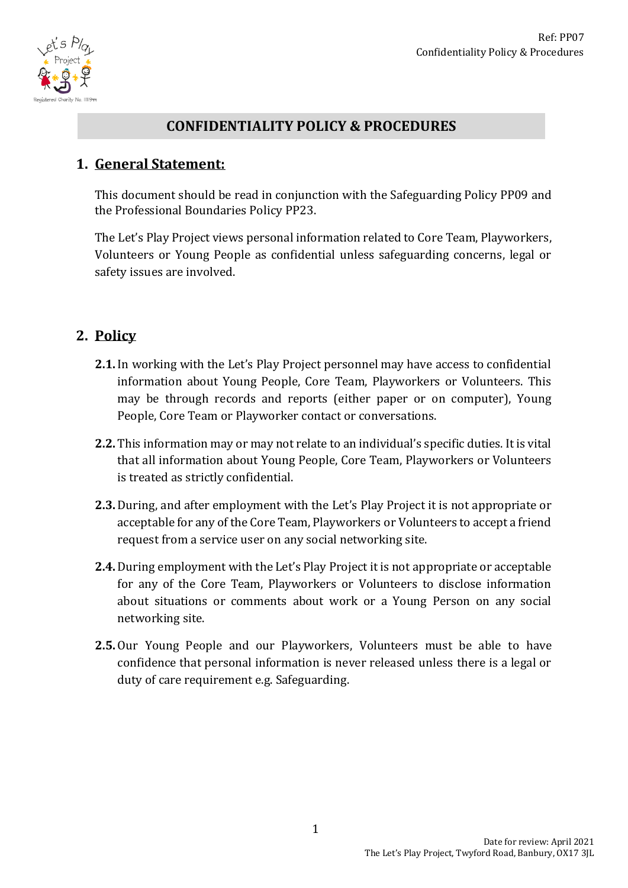# CONFIDENTIALITY POLICY & PROCEDURES

## 1. General Statement:

This document should be read in conjunction with the Safeguarding Policy PP09 and the Professional Boundaries Policy PP23.

The Let's Play Project views personal information related to Core Team, Playworkers, Volunteers or Young People as confidential unless safeguarding concerns, legal or safety issues are involved.

## 2. Policy

**2.1.** In working with the Let's Play Project personnel may have access to confidential information about Young People, Core Team, Playworkers or Volunteers. This may be through records and reports (either paper or on computer), Young People, Core Team or Playworker contact or conversations.

**2.2.** This information may or may not relate to an individual's specific duties. It is vital that all information about Young People, Core Team, Playworkers or Volunteers is treated as strictly confidential.

**2.3.** During, and after employment with the Let's Play Project it is not appropriate or acceptable for any of the Core Team, Playworkers or Volunteers to accept a friend request from a service user on any social networking site.

**2.4.** During employment with the Let's Play Project it is not appropriate or acceptable for any of the Core Team, Playworkers or Volunteers to disclose information about situations or comments about work or a Young Person on any social networking site.

**2.5.** Our Young People and our Playworkers, Volunteers must be able to have confidence that personal information is never released unless there is a legal or duty of care requirement e.g. Safeguarding.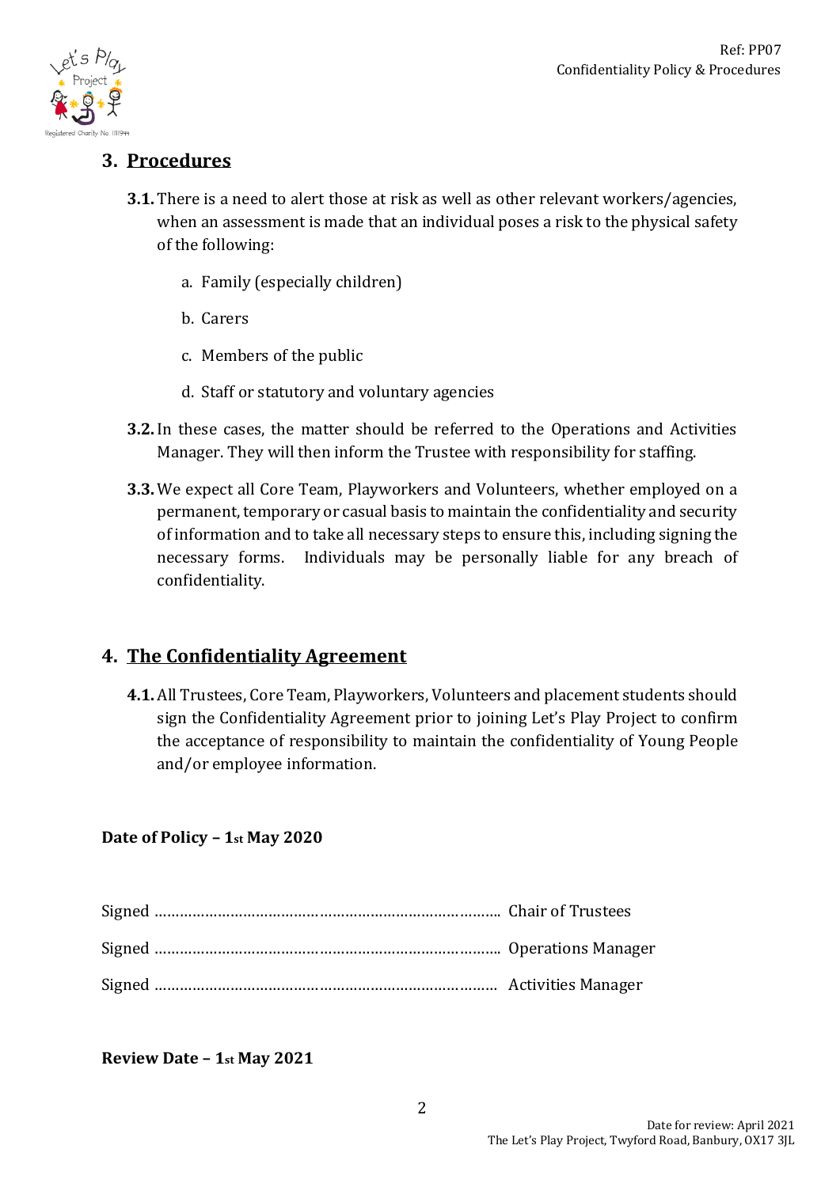## 3. Procedures

**3.1.** There is a need to alert those at risk as well as other relevant workers/agencies, when an assessment is made that an individual poses a risk to the physical safety of the following:

a. Family (especially children)

b. Carers

c. Members of the public

d. Staff or statutory and voluntary agencies

**3.2.** In these cases, the matter should be referred to the Operations and Activities Manager. They will then inform the Trustee with responsibility for staffing.

**3.3.** We expect all Core Team, Playworkers and Volunteers, whether employed on a permanent, temporary or casual basis to maintain the confidentiality and security of information and to take all necessary steps to ensure this, including signing the necessary forms. Individuals may be personally liable for any breach of confidentiality.

## 4. The Confidentiality Agreement

**4.1.** All Trustees, Core Team, Playworkers, Volunteers and placement students should sign the Confidentiality Agreement prior to joining Let's Play Project to confirm the acceptance of responsibility to maintain the confidentiality of Young People and/or employee information.

**Date of Policy – 1st May 2020**

Signed …………………………………………………………………….. Chair of Trustees

Signed …………………………………………………………………….. Operations Manager

Signed ……………………………………………………………………. Activities Manager

**Review Date – 1st May 2021**